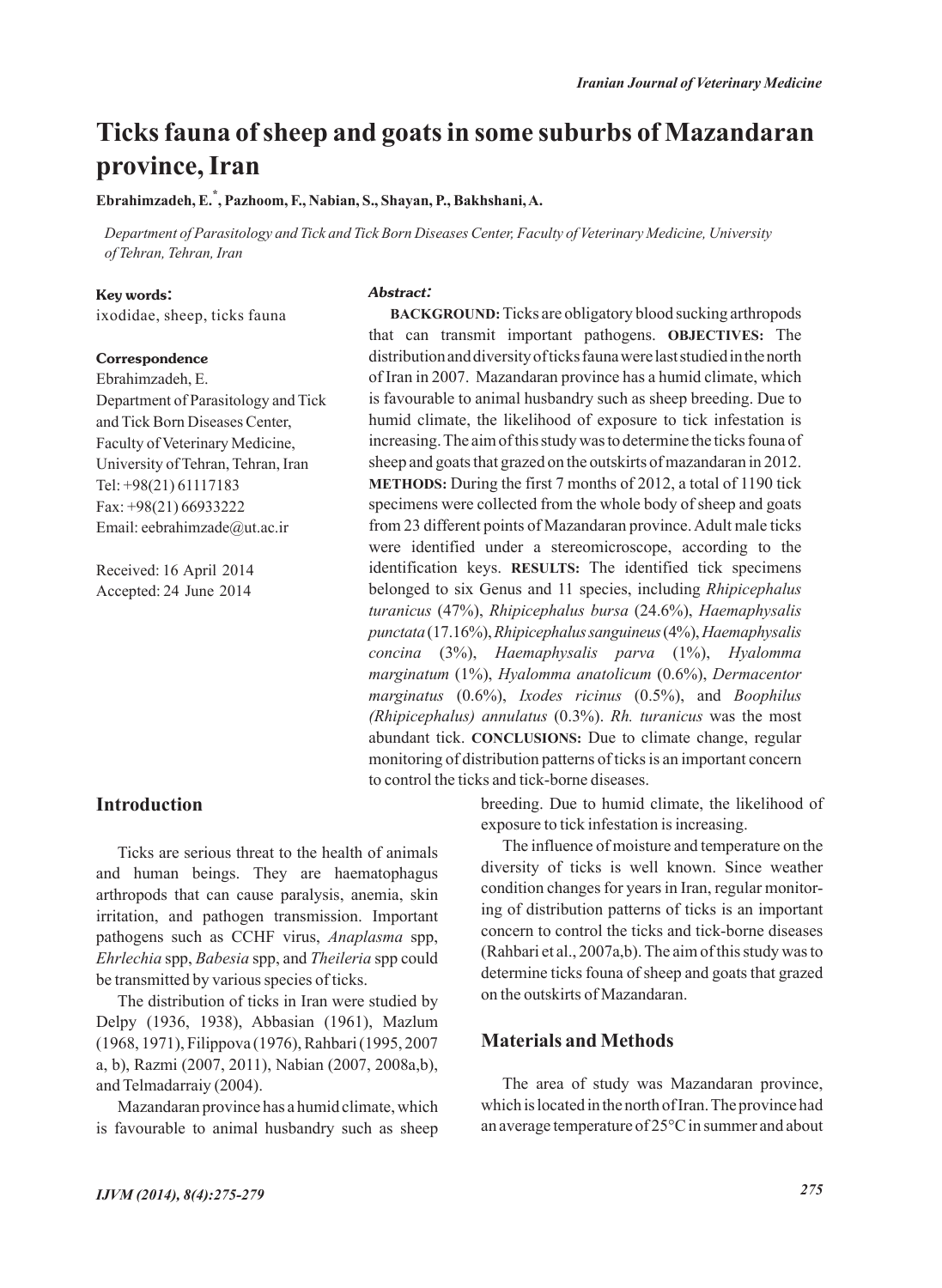# Ticks fauna of sheep and goats in some suburbs of Mazandaran province, Iran

**Ebrahimzadeh, E.[*], Pazhoom, F., Nabian, S., Shayan, P., Bakhshani, A.**

*Department of Parasitology and Tick and Tick Born Diseases Center, Faculty of Veterinary Medicine, University of Tehran, Tehran, Iran*

**Key words:**

ixodidae, sheep, ticks fauna

**Correspondence**

Ebrahimzadeh, E.
Department of Parasitology and Tick and Tick Born Diseases Center, Faculty of Veterinary Medicine, University of Tehran, Tehran, Iran
Tel: +98(21) 61117183
Fax: +98(21) 66933222
Email: eebrahimzade@ut.ac.ir

Received: 16 April 2014
Accepted: 24 June 2014

***Abstract:***

**BACKGROUND:** Ticks are obligatory blood sucking arthropods that can transmit important pathogens. **OBJECTIVES:** The distribution and diversity of ticks fauna were last studied in the north of Iran in 2007. Mazandaran province has a humid climate, which is favourable to animal husbandry such as sheep breeding. Due to humid climate, the likelihood of exposure to tick infestation is increasing. The aim of this study was to determine the ticks founa of sheep and goats that grazed on the outskirts of mazandaran in 2012. **METHODS:** During the first 7 months of 2012, a total of 1190 tick specimens were collected from the whole body of sheep and goats from 23 different points of Mazandaran province. Adult male ticks were identified under a stereomicroscope, according to the identification keys. **RESULTS:** The identified tick specimens belonged to six Genus and 11 species, including *Rhipicephalus turanicus* (47%), *Rhipicephalus bursa* (24.6%), *Haemaphysalis punctata* (17.16%), *Rhipicephalus sanguineus* (4%), *Haemaphysalis concina* (3%), *Haemaphysalis parva* (1%), *Hyalomma marginatum* (1%), *Hyalomma anatolicum* (0.6%), *Dermacentor marginatus* (0.6%), *Ixodes ricinus* (0.5%), and *Boophilus (Rhipicephalus) annulatus* (0.3%). *Rh. turanicus* was the most abundant tick. **CONCLUSIONS:** Due to climate change, regular monitoring of distribution patterns of ticks is an important concern to control the ticks and tick-borne diseases.

## Introduction

Ticks are serious threat to the health of animals and human beings. They are haematophagus arthropods that can cause paralysis, anemia, skin irritation, and pathogen transmission. Important pathogens such as CCHF virus, *Anaplasma* spp, *Ehrlechia* spp, *Babesia* spp, and *Theileria* spp could be transmitted by various species of ticks.

The distribution of ticks in Iran were studied by Delpy (1936, 1938), Abbasian (1961), Mazlum (1968, 1971), Filippova (1976), Rahbari (1995, 2007 a, b), Razmi (2007, 2011), Nabian (2007, 2008a,b), and Telmadarraiy (2004).

Mazandaran province has a humid climate, which is favourable to animal husbandry such as sheep breeding. Due to humid climate, the likelihood of exposure to tick infestation is increasing.

The influence of moisture and temperature on the diversity of ticks is well known. Since weather condition changes for years in Iran, regular monitoring of distribution patterns of ticks is an important concern to control the ticks and tick-borne diseases (Rahbari et al., 2007a,b). The aim of this study was to determine ticks founa of sheep and goats that grazed on the outskirts of Mazandaran.

## Materials and Methods

The area of study was Mazandaran province, which is located in the north of Iran. The province had an average temperature of 25°C in summer and about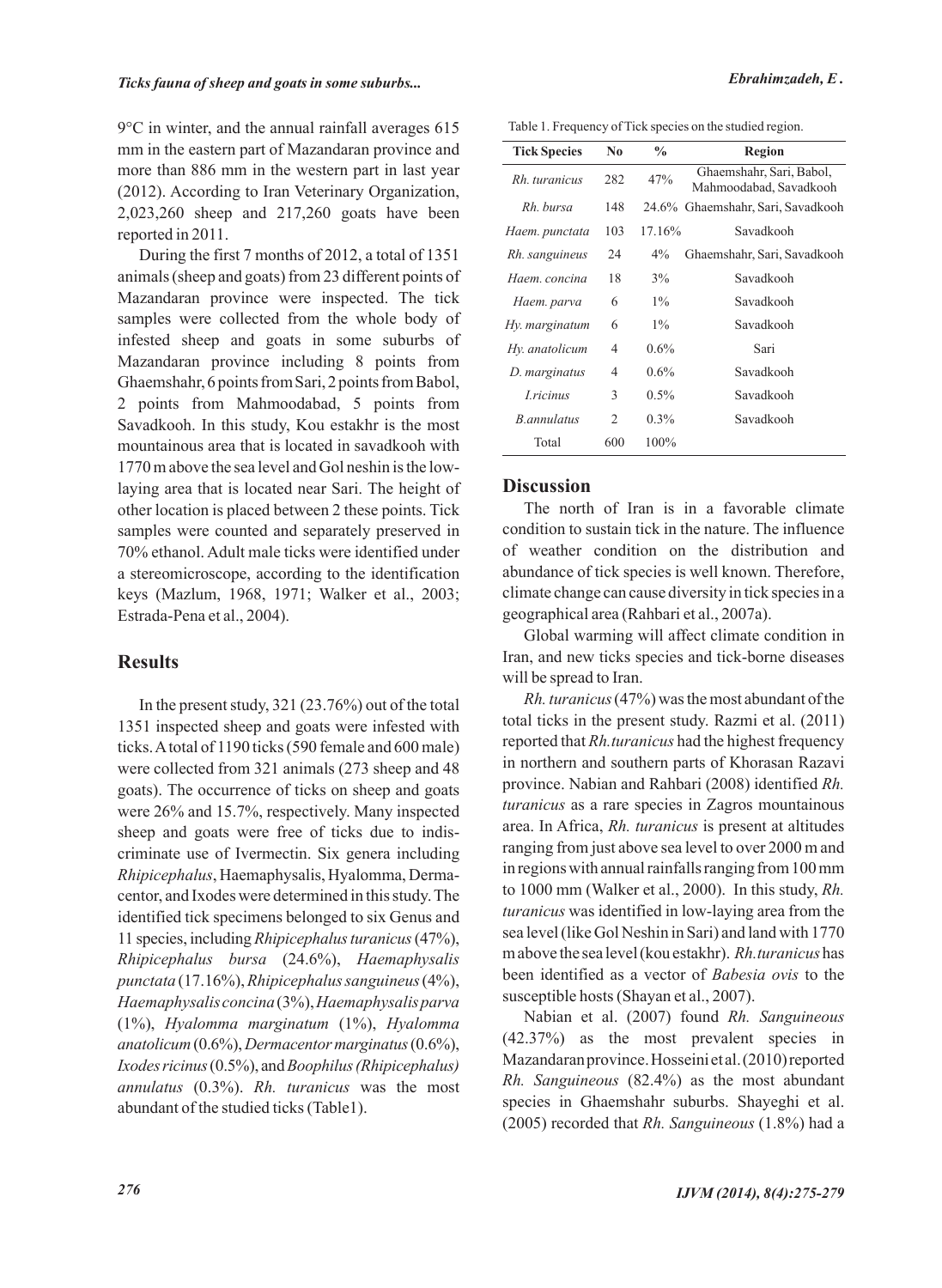9°C in winter, and the annual rainfall averages 615 mm in the eastern part of Mazandaran province and more than 886 mm in the western part in last year (2012). According to Iran Veterinary Organization, 2,023,260 sheep and 217,260 goats have been reported in 2011.

During the first 7 months of 2012, a total of 1351 animals (sheep and goats) from 23 different points of Mazandaran province were inspected. The tick samples were collected from the whole body of infested sheep and goats in some suburbs of Mazandaran province including 8 points from Ghaemshahr, 6 points from Sari, 2 points from Babol, 2 points from Mahmoodabad, 5 points from Savadkooh. In this study, Kou estakhr is the most mountainous area that is located in savadkooh with 1770 m above the sea level and Gol neshin is the low-laying area that is located near Sari. The height of other location is placed between 2 these points. Tick samples were counted and separately preserved in 70% ethanol. Adult male ticks were identified under a stereomicroscope, according to the identification keys (Mazlum, 1968, 1971; Walker et al., 2003; Estrada-Pena et al., 2004).

## Results

In the present study, 321 (23.76%) out of the total 1351 inspected sheep and goats were infested with ticks. A total of 1190 ticks (590 female and 600 male) were collected from 321 animals (273 sheep and 48 goats). The occurrence of ticks on sheep and goats were 26% and 15.7%, respectively. Many inspected sheep and goats were free of ticks due to indiscriminate use of Ivermectin. Six genera including *Rhipicephalus*, Haemaphysalis, Hyalomma, Dermacentor, and Ixodes were determined in this study. The identified tick specimens belonged to six Genus and 11 species, including *Rhipicephalus turanicus* (47%), *Rhipicephalus bursa* (24.6%), *Haemaphysalis punctata* (17.16%), *Rhipicephalus sanguineus* (4%), *Haemaphysalis concina* (3%), *Haemaphysalis parva* (1%), *Hyalomma marginatum* (1%), *Hyalomma anatolicum* (0.6%), *Dermacentor marginatus* (0.6%), *Ixodes ricinus* (0.5%), and *Boophilus (Rhipicephalus) annulatus* (0.3%). *Rh. turanicus* was the most abundant of the studied ticks (Table1).

Table 1. Frequency of Tick species on the studied region.

| Tick Species | No | % | Region |
|---|---|---|---|
| *Rh. turanicus* | 282 | 47% | Ghaemshahr, Sari, Babol, Mahmoodabad, Savadkooh |
| *Rh. bursa* | 148 | 24.6% | Ghaemshahr, Sari, Savadkooh |
| *Haem. punctata* | 103 | 17.16% | Savadkooh |
| *Rh. sanguineus* | 24 | 4% | Ghaemshahr, Sari, Savadkooh |
| *Haem. concina* | 18 | 3% | Savadkooh |
| *Haem. parva* | 6 | 1% | Savadkooh |
| *Hy. marginatum* | 6 | 1% | Savadkooh |
| *Hy. anatolicum* | 4 | 0.6% | Sari |
| *D. marginatus* | 4 | 0.6% | Savadkooh |
| *I.ricinus* | 3 | 0.5% | Savadkooh |
| *B.annulatus* | 2 | 0.3% | Savadkooh |
| Total | 600 | 100% | |

## Discussion

The north of Iran is in a favorable climate condition to sustain tick in the nature. The influence of weather condition on the distribution and abundance of tick species is well known. Therefore, climate change can cause diversity in tick species in a geographical area (Rahbari et al., 2007a).

Global warming will affect climate condition in Iran, and new ticks species and tick-borne diseases will be spread to Iran.

*Rh. turanicus* (47%) was the most abundant of the total ticks in the present study. Razmi et al. (2011) reported that *Rh.turanicus* had the highest frequency in northern and southern parts of Khorasan Razavi province. Nabian and Rahbari (2008) identified *Rh. turanicus* as a rare species in Zagros mountainous area. In Africa, *Rh. turanicus* is present at altitudes ranging from just above sea level to over 2000 m and in regions with annual rainfalls ranging from 100 mm to 1000 mm (Walker et al., 2000). In this study, *Rh. turanicus* was identified in low-laying area from the sea level (like Gol Neshin in Sari) and land with 1770 m above the sea level (kou estakhr). *Rh.turanicus* has been identified as a vector of *Babesia ovis* to the susceptible hosts (Shayan et al., 2007).

Nabian et al. (2007) found *Rh. Sanguineous* (42.37%) as the most prevalent species in Mazandaran province. Hosseini et al. (2010) reported *Rh. Sanguineous* (82.4%) as the most abundant species in Ghaemshahr suburbs. Shayeghi et al. (2005) recorded that *Rh. Sanguineous* (1.8%) had a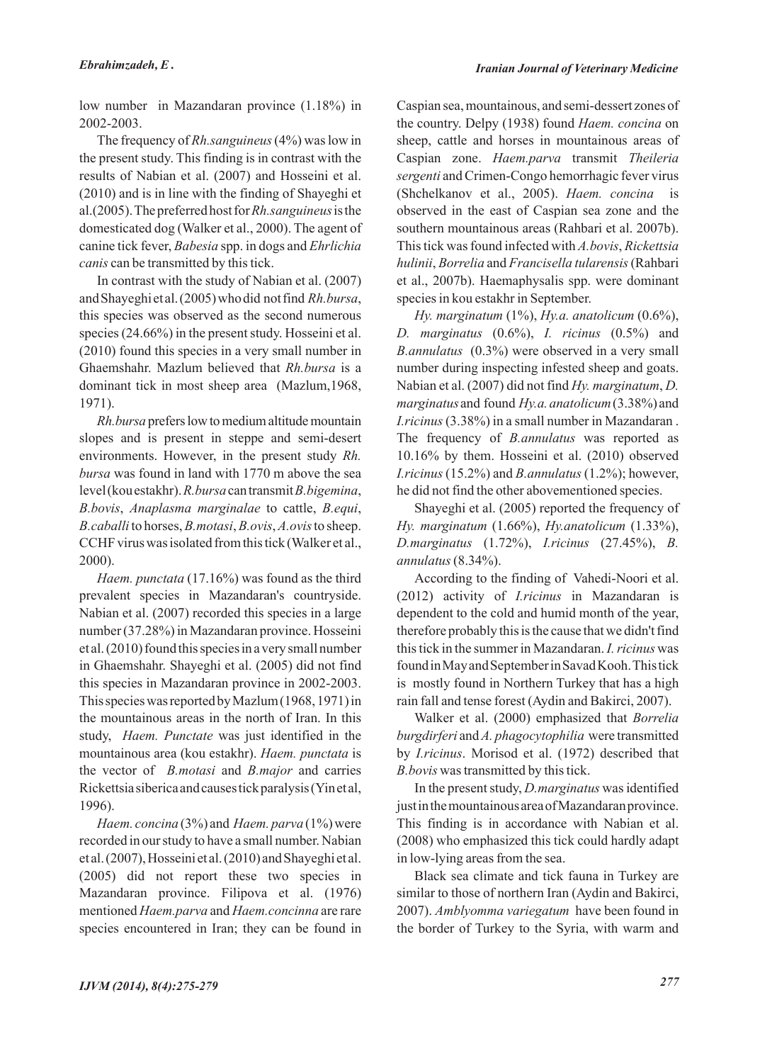low number in Mazandaran province (1.18%) in 2002-2003.

The frequency of *Rh.sanguineus* (4%) was low in the present study. This finding is in contrast with the results of Nabian et al. (2007) and Hosseini et al. (2010) and is in line with the finding of Shayeghi et al.(2005). The preferred host for *Rh.sanguineus* is the domesticated dog (Walker et al., 2000). The agent of canine tick fever, *Babesia* spp. in dogs and *Ehrlichia canis* can be transmitted by this tick.

In contrast with the study of Nabian et al. (2007) and Shayeghi et al. (2005) who did not find *Rh.bursa*, this species was observed as the second numerous species (24.66%) in the present study. Hosseini et al. (2010) found this species in a very small number in Ghaemshahr. Mazlum believed that *Rh.bursa* is a dominant tick in most sheep area (Mazlum,1968, 1971).

*Rh.bursa* prefers low to medium altitude mountain slopes and is present in steppe and semi-desert environments. However, in the present study *Rh. bursa* was found in land with 1770 m above the sea level (kou estakhr). *R.bursa* can transmit *B.bigemina*, *B.bovis*, *Anaplasma marginalae* to cattle, *B.equi*, *B.caballi* to horses, *B.motasi*, *B.ovis*, *A.ovis* to sheep. CCHF virus was isolated from this tick (Walker et al., 2000).

*Haem. punctata* (17.16%) was found as the third prevalent species in Mazandaran's countryside. Nabian et al. (2007) recorded this species in a large number (37.28%) in Mazandaran province. Hosseini et al. (2010) found this species in a very small number in Ghaemshahr. Shayeghi et al. (2005) did not find this species in Mazandaran province in 2002-2003. This species was reported by Mazlum (1968, 1971) in the mountainous areas in the north of Iran. In this study, *Haem. Punctate* was just identified in the mountainous area (kou estakhr). *Haem. punctata* is the vector of *B.motasi* and *B.major* and carries Rickettsia siberica and causes tick paralysis (Yin et al, 1996).

*Haem. concina* (3%) and *Haem. parva* (1%) were recorded in our study to have a small number. Nabian et al. (2007), Hosseini et al. (2010) and Shayeghi et al. (2005) did not report these two species in Mazandaran province. Filipova et al. (1976) mentioned *Haem.parva* and *Haem.concinna* are rare species encountered in Iran; they can be found in Caspian sea, mountainous, and semi-dessert zones of the country. Delpy (1938) found *Haem. concina* on sheep, cattle and horses in mountainous areas of Caspian zone. *Haem.parva* transmit *Theileria sergenti* and Crimen-Congo hemorrhagic fever virus (Shchelkanov et al., 2005). *Haem. concina* is observed in the east of Caspian sea zone and the southern mountainous areas (Rahbari et al. 2007b). This tick was found infected with *A.bovis*, *Rickettsia hulinii*, *Borrelia* and *Francisella tularensis* (Rahbari et al., 2007b). Haemaphysalis spp. were dominant species in kou estakhr in September.

*Hy. marginatum* (1%), *Hy.a. anatolicum* (0.6%), *D. marginatus* (0.6%), *I. ricinus* (0.5%) and *B.annulatus* (0.3%) were observed in a very small number during inspecting infested sheep and goats. Nabian et al. (2007) did not find *Hy. marginatum*, *D. marginatus* and found *Hy.a. anatolicum* (3.38%) and *I.ricinus* (3.38%) in a small number in Mazandaran . The frequency of *B.annulatus* was reported as 10.16% by them. Hosseini et al. (2010) observed *I.ricinus* (15.2%) and *B.annulatus* (1.2%); however, he did not find the other abovementioned species.

Shayeghi et al. (2005) reported the frequency of *Hy. marginatum* (1.66%), *Hy.anatolicum* (1.33%), *D.marginatus* (1.72%), *I.ricinus* (27.45%), *B. annulatus* (8.34%).

According to the finding of Vahedi-Noori et al. (2012) activity of *I.ricinus* in Mazandaran is dependent to the cold and humid month of the year, therefore probably this is the cause that we didn't find this tick in the summer in Mazandaran. *I. ricinus* was found in May and September in Savad Kooh. This tick is mostly found in Northern Turkey that has a high rain fall and tense forest (Aydin and Bakirci, 2007).

Walker et al. (2000) emphasized that *Borrelia burgdirferi* and *A. phagocytophilia* were transmitted by *I.ricinus*. Morisod et al. (1972) described that *B.bovis* was transmitted by this tick.

In the present study, *D.marginatus* was identified just in the mountainous area of Mazandaran province. This finding is in accordance with Nabian et al. (2008) who emphasized this tick could hardly adapt in low-lying areas from the sea.

Black sea climate and tick fauna in Turkey are similar to those of northern Iran (Aydin and Bakirci, 2007). *Amblyomma variegatum* have been found in the border of Turkey to the Syria, with warm and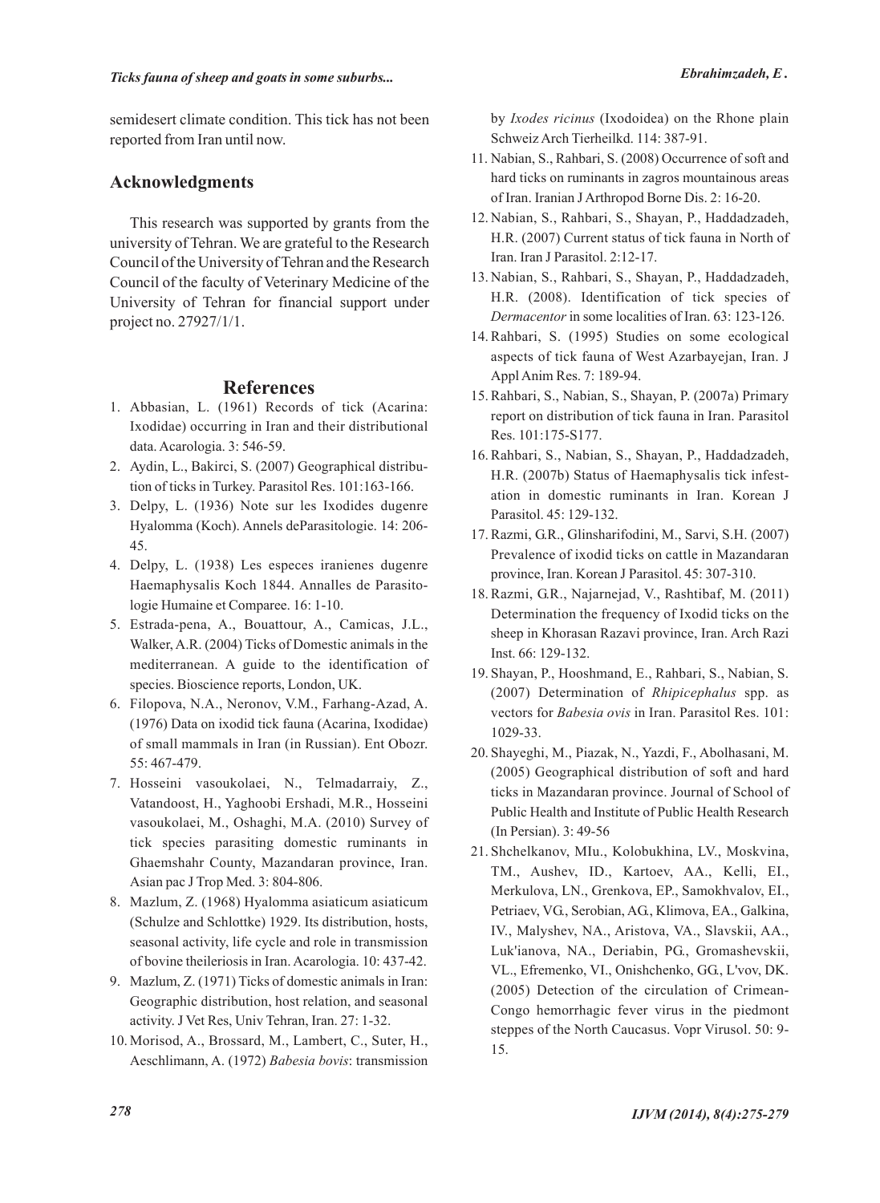semidesert climate condition. This tick has not been reported from Iran until now.

## Acknowledgments

This research was supported by grants from the university of Tehran. We are grateful to the Research Council of the University of Tehran and the Research Council of the faculty of Veterinary Medicine of the University of Tehran for financial support under project no. 27927/1/1.

## References

1. Abbasian, L. (1961) Records of tick (Acarina: Ixodidae) occurring in Iran and their distributional data. Acarologia. 3: 546-59.
2. Aydin, L., Bakirci, S. (2007) Geographical distribution of ticks in Turkey. Parasitol Res. 101:163-166.
3. Delpy, L. (1936) Note sur les Ixodides dugenre Hyalomma (Koch). Annels deParasitologie. 14: 206-45.
4. Delpy, L. (1938) Les especes iranienes dugenre Haemaphysalis Koch 1844. Annalles de Parasitologie Humaine et Comparee. 16: 1-10.
5. Estrada-pena, A., Bouattour, A., Camicas, J.L., Walker, A.R. (2004) Ticks of Domestic animals in the mediterranean. A guide to the identification of species. Bioscience reports, London, UK.
6. Filopova, N.A., Neronov, V.M., Farhang-Azad, A. (1976) Data on ixodid tick fauna (Acarina, Ixodidae) of small mammals in Iran (in Russian). Ent Obozr. 55: 467-479.
7. Hosseini vasoukolaei, N., Telmadarraiy, Z., Vatandoost, H., Yaghoobi Ershadi, M.R., Hosseini vasoukolaei, M., Oshaghi, M.A. (2010) Survey of tick species parasiting domestic ruminants in Ghaemshahr County, Mazandaran province, Iran. Asian pac J Trop Med. 3: 804-806.
8. Mazlum, Z. (1968) Hyalomma asiaticum asiaticum (Schulze and Schlottke) 1929. Its distribution, hosts, seasonal activity, life cycle and role in transmission of bovine theileriosis in Iran. Acarologia. 10: 437-42.
9. Mazlum, Z. (1971) Ticks of domestic animals in Iran: Geographic distribution, host relation, and seasonal activity. J Vet Res, Univ Tehran, Iran. 27: 1-32.
10. Morisod, A., Brossard, M., Lambert, C., Suter, H., Aeschlimann, A. (1972) *Babesia bovis*: transmission by *Ixodes ricinus* (Ixodoidea) on the Rhone plain Schweiz Arch Tierheilkd. 114: 387-91.
11. Nabian, S., Rahbari, S. (2008) Occurrence of soft and hard ticks on ruminants in zagros mountainous areas of Iran. Iranian J Arthropod Borne Dis. 2: 16-20.
12. Nabian, S., Rahbari, S., Shayan, P., Haddadzadeh, H.R. (2007) Current status of tick fauna in North of Iran. Iran J Parasitol. 2:12-17.
13. Nabian, S., Rahbari, S., Shayan, P., Haddadzadeh, H.R. (2008). Identification of tick species of *Dermacentor* in some localities of Iran. 63: 123-126.
14. Rahbari, S. (1995) Studies on some ecological aspects of tick fauna of West Azarbayejan, Iran. J Appl Anim Res. 7: 189-94.
15. Rahbari, S., Nabian, S., Shayan, P. (2007a) Primary report on distribution of tick fauna in Iran. Parasitol Res. 101:175-S177.
16. Rahbari, S., Nabian, S., Shayan, P., Haddadzadeh, H.R. (2007b) Status of Haemaphysalis tick infestation in domestic ruminants in Iran. Korean J Parasitol. 45: 129-132.
17. Razmi, G.R., Glinsharifodini, M., Sarvi, S.H. (2007) Prevalence of ixodid ticks on cattle in Mazandaran province, Iran. Korean J Parasitol. 45: 307-310.
18. Razmi, G.R., Najarnejad, V., Rashtibaf, M. (2011) Determination the frequency of Ixodid ticks on the sheep in Khorasan Razavi province, Iran. Arch Razi Inst. 66: 129-132.
19. Shayan, P., Hooshmand, E., Rahbari, S., Nabian, S. (2007) Determination of *Rhipicephalus* spp. as vectors for *Babesia ovis* in Iran. Parasitol Res. 101: 1029-33.
20. Shayeghi, M., Piazak, N., Yazdi, F., Abolhasani, M. (2005) Geographical distribution of soft and hard ticks in Mazandaran province. Journal of School of Public Health and Institute of Public Health Research (In Persian). 3: 49-56
21. Shchelkanov, MIu., Kolobukhina, LV., Moskvina, TM., Aushev, ID., Kartoev, AA., Kelli, EI., Merkulova, LN., Grenkova, EP., Samokhvalov, EI., Petriaev, VG., Serobian, AG., Klimova, EA., Galkina, IV., Malyshev, NA., Aristova, VA., Slavskii, AA., Luk'ianova, NA., Deriabin, PG., Gromashevskii, VL., Efremenko, VI., Onishchenko, GG., L'vov, DK. (2005) Detection of the circulation of Crimean-Congo hemorrhagic fever virus in the piedmont steppes of the North Caucasus. Vopr Virusol. 50: 9-15.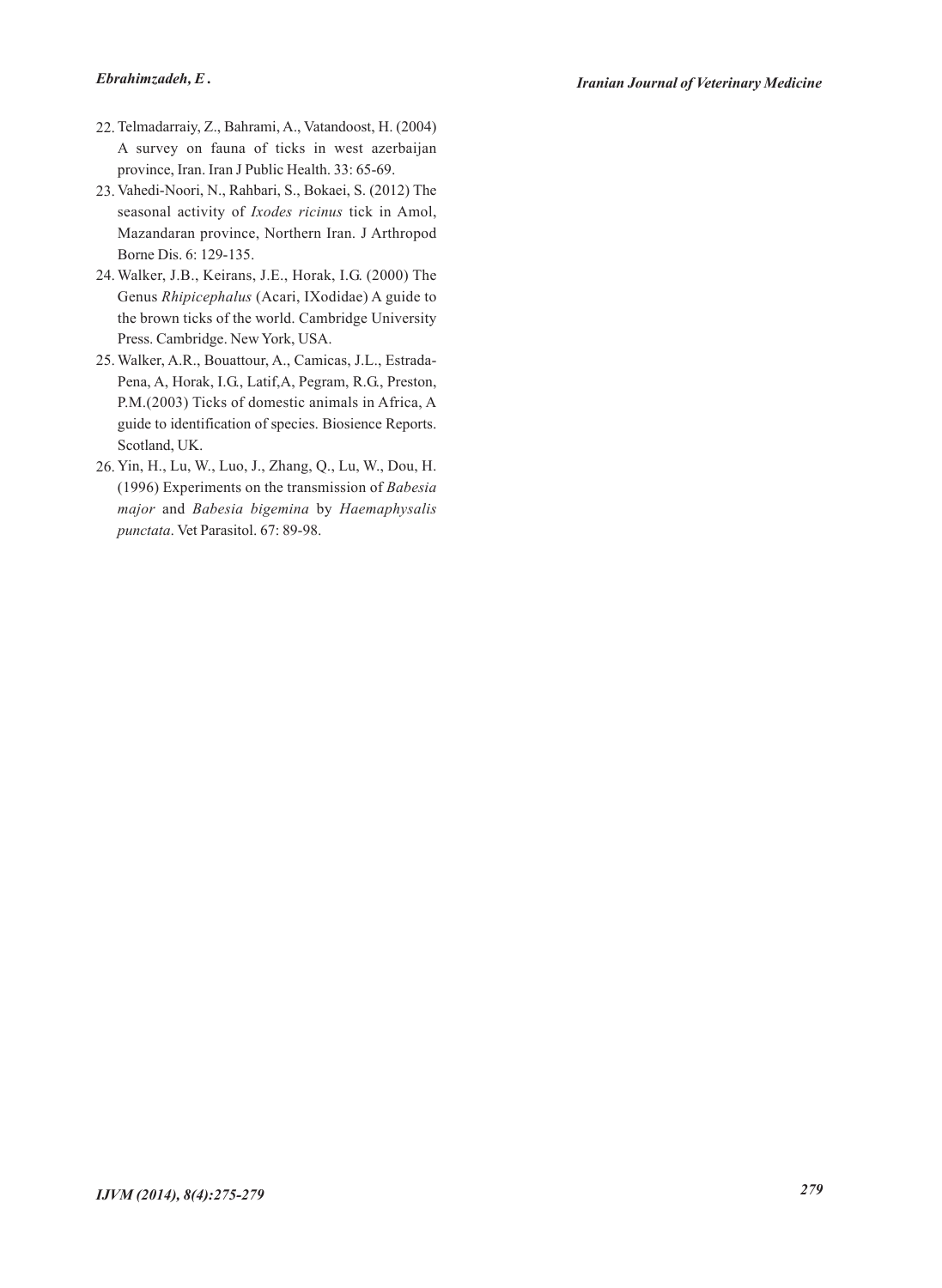22. Telmadarraiy, Z., Bahrami, A., Vatandoost, H. (2004) A survey on fauna of ticks in west azerbaijan province, Iran. Iran J Public Health. 33: 65-69.
23. Vahedi-Noori, N., Rahbari, S., Bokaei, S. (2012) The seasonal activity of *Ixodes ricinus* tick in Amol, Mazandaran province, Northern Iran. J Arthropod Borne Dis. 6: 129-135.
24. Walker, J.B., Keirans, J.E., Horak, I.G. (2000) The Genus *Rhipicephalus* (Acari, IXodidae) A guide to the brown ticks of the world. Cambridge University Press. Cambridge. New York, USA.
25. Walker, A.R., Bouattour, A., Camicas, J.L., Estrada-Pena, A, Horak, I.G., Latif,A, Pegram, R.G., Preston, P.M.(2003) Ticks of domestic animals in Africa, A guide to identification of species. Biosience Reports. Scotland, UK.
26. Yin, H., Lu, W., Luo, J., Zhang, Q., Lu, W., Dou, H. (1996) Experiments on the transmission of *Babesia major* and *Babesia bigemina* by *Haemaphysalis punctata*. Vet Parasitol. 67: 89-98.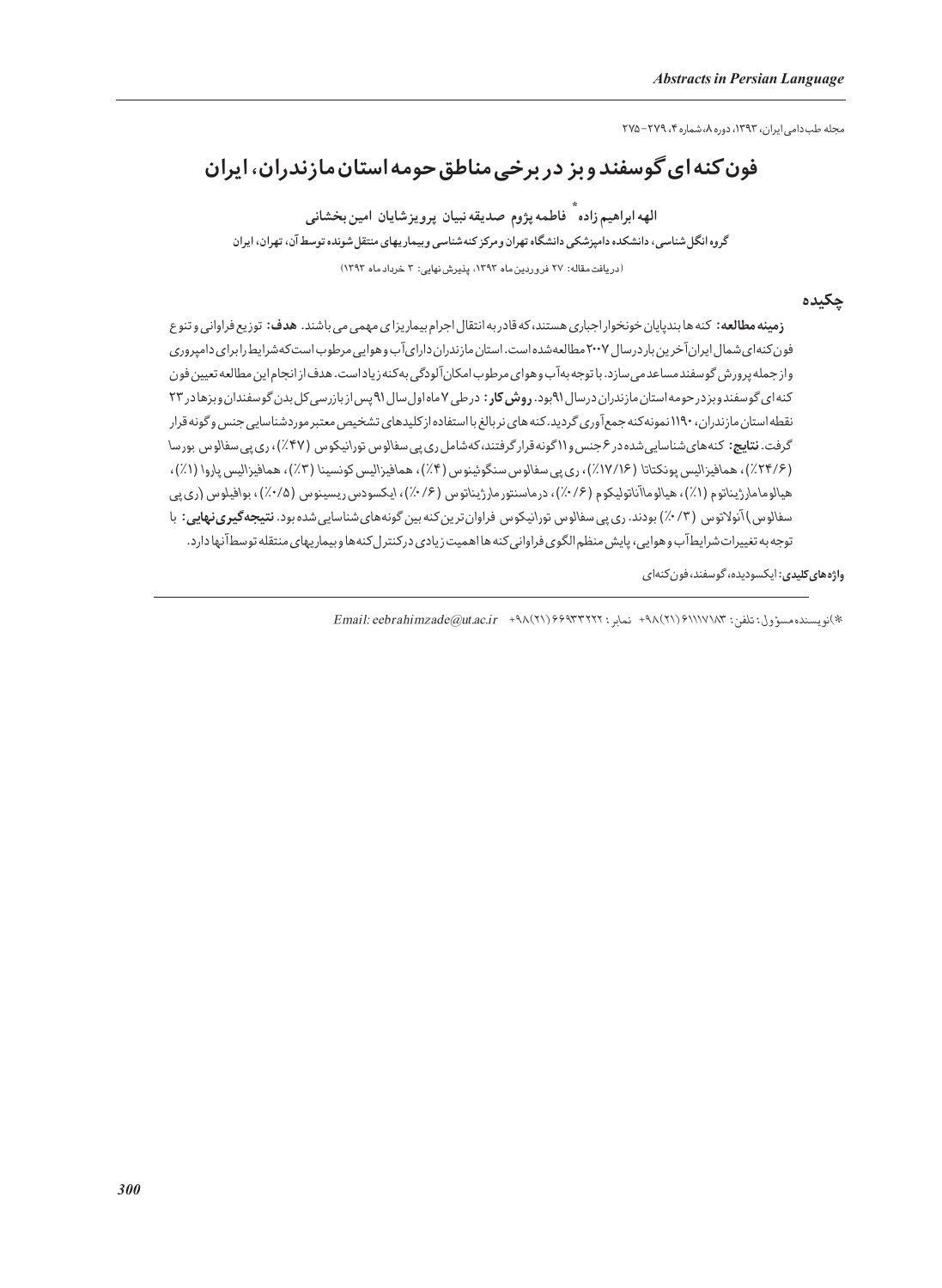# فون کنه ای گوسفند و بز در برخی مناطق حومه استان مازندران، ایران

**الهه ابراهیم زاده*  فاطمه پژوم  صدیقه نبیان  پرویز شایان  امین بخشانی**

**گروه انگل شناسی، دانشکده دامپزشکی دانشگاه تهران و مرکز کنه شناسی و بیماریهای منتقل شونده توسط آن، تهران، ایران**

(دریافت مقاله: ۲۷ فروردین ماه ۱۳۹۳، پذیرش نهایی: ۳ خرداد ماه ۱۳۹۳)

## چکیده

**زمینه مطالعه:** کنه ها بندپایان خونخوار اجباری هستند، که قادر به انتقال اجرام بیماریزا ی مهمی می باشند. **هدف:** توزیع فراوانی و تنوع فون کنه ای شمال ایران آخرین بار در سال ۲۰۰۷ مطالعه شده است. استان مازندران دارای آب و هوایی مرطوب است که شرایط را برای دامپروری و از جمله پرورش گوسفند مساعد می سازد. با توجه به آب و هوای مرطوب امکان آلودگی به کنه زیاد است. هدف از انجام این مطالعه تعیین فون کنه ای گوسفند و بز در حومه استان مازندران در سال ۹۱ بود. **روش کار:** در طی ۷ ماه اول سال ۹۱ پس از بازرسی کل بدن گوسفندان و بزها در ۲۳ نقطه استان مازندران، ۱۱۹۰ نمونه کنه جمع آوری گردید. کنه های نر بالغ با استفاده از کلیدهای تشخیص معتبر مورد شناسایی جنس و گونه قرار گرفت. **نتایج:** کنه های شناسایی شده در ۶ جنس و ۱۱ گونه قرار گرفتند، که شامل ری پی سفالوس تورانیکوس (۴۷٪)، ری پی سفالوس بورسا (۲۴/۶٪)، همافیزالیس پونکتاتا (۱۷/۱۶٪)، ری پی سفالوس سنگوئینوس (۴٪)، همافیزالیس کونسینا (۳٪)، همافیزالیس پاروا (۱٪)، هیالوما مارژیناتوم (۱٪)، هیالوما آناتولیکوم (۰/۶٪)، درماسنتور مارژیناتوس (۰/۶٪)، ایکسودس ریسینوس (۰/۵٪)، بوافیلوس (ری پی سفالوس) آنولاتوس (۰/۳٪) بودند. ری پی سفالوس تورانیکوس فراوان ترین کنه بین گونه های شناسایی شده بود. **نتیجه گیری نهایی:** با توجه به تغییرات شرایط آب و هوایی، پایش منظم الگوی فراوانی کنه ها اهمیت زیادی در کنترل کنه ها و بیماریهای منتقله توسط آنها دارد.

**واژه های کلیدی:** ایکسودیده، گوسفند، فون کنه ای

*) نویسنده مسؤول: تلفن: ۶۱۱۱۷۱۸۳ (۲۱) ۹۸+  نمابر: ۶۶۹۳۳۲۲۲ (۲۱) ۹۸+  Email: eebrahimzade@ut.ac.ir